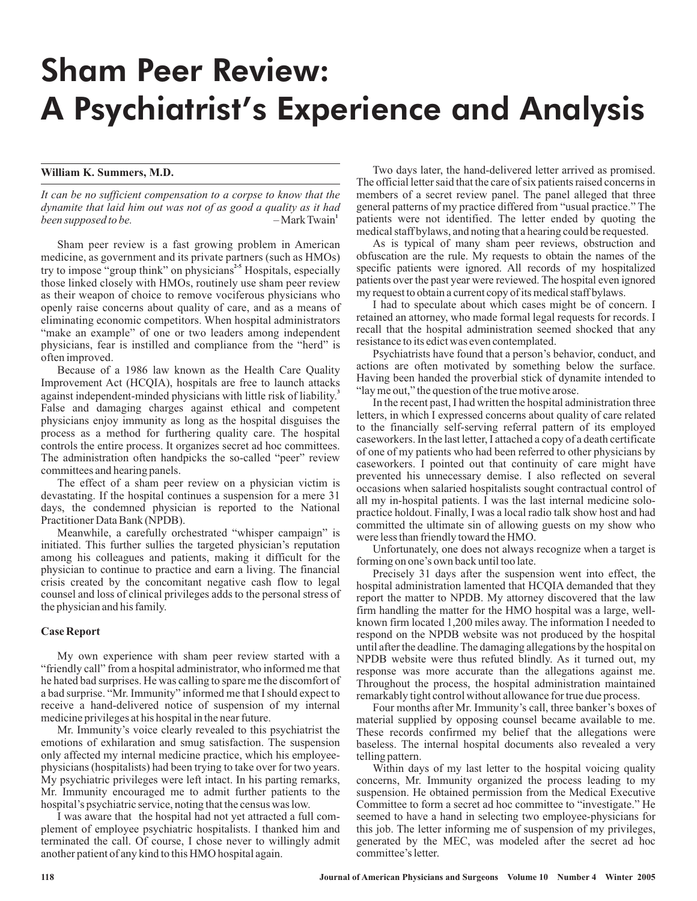# Sham Peer Review: A Psychiatrist's Experience and Analysis

**William K. Summers, M.D.**

*It can be no sufficient compensation to a corpse to know that the dynamite that laid him out was not of as good a quality as it had been supposed to be.* – Mark Twain[1]

Sham peer review is a fast growing problem in American medicine, as government and its private partners (such as HMOs) try to impose "group think" on physicians[2-5] Hospitals, especially those linked closely with HMOs, routinely use sham peer review as their weapon of choice to remove vociferous physicians who openly raise concerns about quality of care, and as a means of eliminating economic competitors. When hospital administrators "make an example" of one or two leaders among independent physicians, fear is instilled and compliance from the "herd" is often improved.

Because of a 1986 law known as the Health Care Quality Improvement Act (HCQIA), hospitals are free to launch attacks against independent-minded physicians with little risk of liability.[3] False and damaging charges against ethical and competent physicians enjoy immunity as long as the hospital disguises the process as a method for furthering quality care. The hospital controls the entire process. It organizes secret ad hoc committees. The administration often handpicks the so-called "peer" review committees and hearing panels.

The effect of a sham peer review on a physician victim is devastating. If the hospital continues a suspension for a mere 31 days, the condemned physician is reported to the National Practitioner Data Bank (NPDB).

Meanwhile, a carefully orchestrated "whisper campaign" is initiated. This further sullies the targeted physician's reputation among his colleagues and patients, making it difficult for the physician to continue to practice and earn a living. The financial crisis created by the concomitant negative cash flow to legal counsel and loss of clinical privileges adds to the personal stress of the physician and his family.

## Case Report

My own experience with sham peer review started with a "friendly call" from a hospital administrator, who informed me that he hated bad surprises. He was calling to spare me the discomfort of a bad surprise. "Mr. Immunity" informed me that I should expect to receive a hand-delivered notice of suspension of my internal medicine privileges at his hospital in the near future.

Mr. Immunity's voice clearly revealed to this psychiatrist the emotions of exhilaration and smug satisfaction. The suspension only affected my internal medicine practice, which his employee-physicians (hospitalists) had been trying to take over for two years. My psychiatric privileges were left intact. In his parting remarks, Mr. Immunity encouraged me to admit further patients to the hospital's psychiatric service, noting that the census was low.

I was aware that the hospital had not yet attracted a full complement of employee psychiatric hospitalists. I thanked him and terminated the call. Of course, I chose never to willingly admit another patient of any kind to this HMO hospital again.

Two days later, the hand-delivered letter arrived as promised. The official letter said that the care of six patients raised concerns in members of a secret review panel. The panel alleged that three general patterns of my practice differed from "usual practice." The patients were not identified. The letter ended by quoting the medical staff bylaws, and noting that a hearing could be requested.

As is typical of many sham peer reviews, obstruction and obfuscation are the rule. My requests to obtain the names of the specific patients were ignored. All records of my hospitalized patients over the past year were reviewed. The hospital even ignored my request to obtain a current copy of its medical staff bylaws.

I had to speculate about which cases might be of concern. I retained an attorney, who made formal legal requests for records. I recall that the hospital administration seemed shocked that any resistance to its edict was even contemplated.

Psychiatrists have found that a person's behavior, conduct, and actions are often motivated by something below the surface. Having been handed the proverbial stick of dynamite intended to "lay me out," the question of the true motive arose.

In the recent past, I had written the hospital administration three letters, in which I expressed concerns about quality of care related to the financially self-serving referral pattern of its employed caseworkers. In the last letter, I attached a copy of a death certificate of one of my patients who had been referred to other physicians by caseworkers. I pointed out that continuity of care might have prevented his unnecessary demise. I also reflected on several occasions when salaried hospitalists sought contractual control of all my in-hospital patients. I was the last internal medicine solo-practice holdout. Finally, I was a local radio talk show host and had committed the ultimate sin of allowing guests on my show who were less than friendly toward the HMO.

Unfortunately, one does not always recognize when a target is forming on one's own back until too late.

Precisely 31 days after the suspension went into effect, the hospital administration lamented that HCQIA demanded that they report the matter to NPDB. My attorney discovered that the law firm handling the matter for the HMO hospital was a large, well-known firm located 1,200 miles away. The information I needed to respond on the NPDB website was not produced by the hospital until after the deadline. The damaging allegations by the hospital on NPDB website were thus refuted blindly. As it turned out, my response was more accurate than the allegations against me. Throughout the process, the hospital administration maintained remarkably tight control without allowance for true due process.

Four months after Mr. Immunity's call, three banker's boxes of material supplied by opposing counsel became available to me. These records confirmed my belief that the allegations were baseless. The internal hospital documents also revealed a very telling pattern.

Within days of my last letter to the hospital voicing quality concerns, Mr. Immunity organized the process leading to my suspension. He obtained permission from the Medical Executive Committee to form a secret ad hoc committee to "investigate." He seemed to have a hand in selecting two employee-physicians for this job. The letter informing me of suspension of my privileges, generated by the MEC, was modeled after the secret ad hoc committee's letter.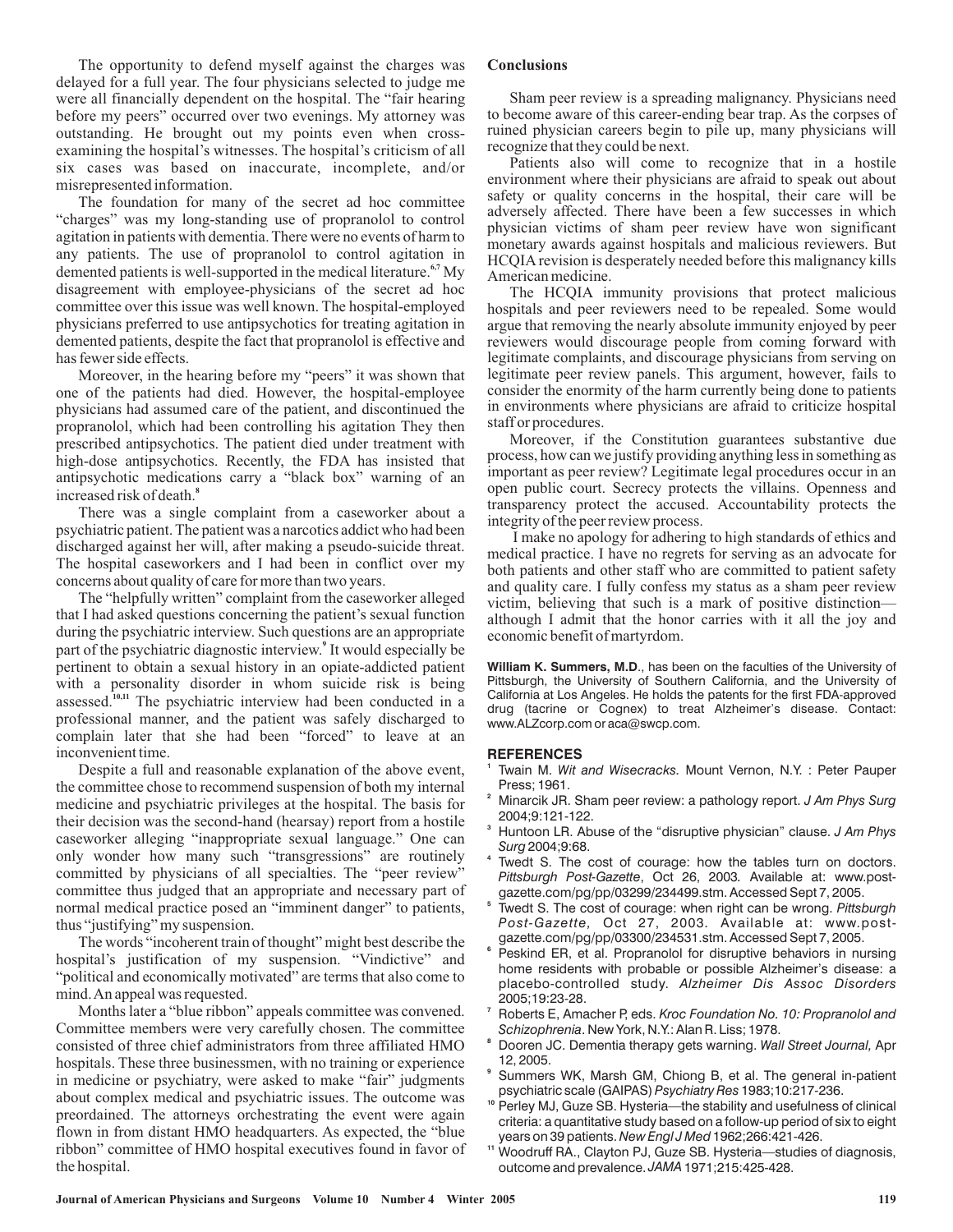The opportunity to defend myself against the charges was delayed for a full year. The four physicians selected to judge me were all financially dependent on the hospital. The "fair hearing before my peers" occurred over two evenings. My attorney was outstanding. He brought out my points even when cross-examining the hospital's witnesses. The hospital's criticism of all six cases was based on inaccurate, incomplete, and/or misrepresented information.

The foundation for many of the secret ad hoc committee "charges" was my long-standing use of propranolol to control agitation in patients with dementia. There were no events of harm to any patients. The use of propranolol to control agitation in demented patients is well-supported in the medical literature.[6,7] My disagreement with employee-physicians of the secret ad hoc committee over this issue was well known. The hospital-employed physicians preferred to use antipsychotics for treating agitation in demented patients, despite the fact that propranolol is effective and has fewer side effects.

Moreover, in the hearing before my "peers" it was shown that one of the patients had died. However, the hospital-employee physicians had assumed care of the patient, and discontinued the propranolol, which had been controlling his agitation They then prescribed antipsychotics. The patient died under treatment with high-dose antipsychotics. Recently, the FDA has insisted that antipsychotic medications carry a "black box" warning of an increased risk of death.[8]

There was a single complaint from a caseworker about a psychiatric patient. The patient was a narcotics addict who had been discharged against her will, after making a pseudo-suicide threat. The hospital caseworkers and I had been in conflict over my concerns about quality of care for more than two years.

The "helpfully written" complaint from the caseworker alleged that I had asked questions concerning the patient's sexual function during the psychiatric interview. Such questions are an appropriate part of the psychiatric diagnostic interview.[9] It would especially be pertinent to obtain a sexual history in an opiate-addicted patient with a personality disorder in whom suicide risk is being assessed.[10,11] The psychiatric interview had been conducted in a professional manner, and the patient was safely discharged to complain later that she had been "forced" to leave at an inconvenient time.

Despite a full and reasonable explanation of the above event, the committee chose to recommend suspension of both my internal medicine and psychiatric privileges at the hospital. The basis for their decision was the second-hand (hearsay) report from a hostile caseworker alleging "inappropriate sexual language." One can only wonder how many such "transgressions" are routinely committed by physicians of all specialties. The "peer review" committee thus judged that an appropriate and necessary part of normal medical practice posed an "imminent danger" to patients, thus "justifying" my suspension.

The words "incoherent train of thought" might best describe the hospital's justification of my suspension. "Vindictive" and "political and economically motivated" are terms that also come to mind. An appeal was requested.

Months later a "blue ribbon" appeals committee was convened. Committee members were very carefully chosen. The committee consisted of three chief administrators from three affiliated HMO hospitals. These three businessmen, with no training or experience in medicine or psychiatry, were asked to make "fair" judgments about complex medical and psychiatric issues. The outcome was preordained. The attorneys orchestrating the event were again flown in from distant HMO headquarters. As expected, the "blue ribbon" committee of HMO hospital executives found in favor of the hospital.

## Conclusions

Sham peer review is a spreading malignancy. Physicians need to become aware of this career-ending bear trap. As the corpses of ruined physician careers begin to pile up, many physicians will recognize that they could be next.

Patients also will come to recognize that in a hostile environment where their physicians are afraid to speak out about safety or quality concerns in the hospital, their care will be adversely affected. There have been a few successes in which physician victims of sham peer review have won significant monetary awards against hospitals and malicious reviewers. But HCQIA revision is desperately needed before this malignancy kills American medicine.

The HCQIA immunity provisions that protect malicious hospitals and peer reviewers need to be repealed. Some would argue that removing the nearly absolute immunity enjoyed by peer reviewers would discourage people from coming forward with legitimate complaints, and discourage physicians from serving on legitimate peer review panels. This argument, however, fails to consider the enormity of the harm currently being done to patients in environments where physicians are afraid to criticize hospital staff or procedures.

Moreover, if the Constitution guarantees substantive due process, how can we justify providing anything less in something as important as peer review? Legitimate legal procedures occur in an open public court. Secrecy protects the villains. Openness and transparency protect the accused. Accountability protects the integrity of the peer review process.

I make no apology for adhering to high standards of ethics and medical practice. I have no regrets for serving as an advocate for both patients and other staff who are committed to patient safety and quality care. I fully confess my status as a sham peer review victim, believing that such is a mark of positive distinction—although I admit that the honor carries with it all the joy and economic benefit of martyrdom.

**William K. Summers, M.D**., has been on the faculties of the University of Pittsburgh, the University of Southern California, and the University of California at Los Angeles. He holds the patents for the first FDA-approved drug (tacrine or Cognex) to treat Alzheimer's disease. Contact: www.ALZcorp.com or aca@swcp.com.

## REFERENCES

1. Twain M. *Wit and Wisecracks.* Mount Vernon, N.Y. : Peter Pauper Press; 1961.
2. Minarcik JR. Sham peer review: a pathology report. *J Am Phys Surg* 2004;9:121-122.
3. Huntoon LR. Abuse of the "disruptive physician" clause. *J Am Phys Surg* 2004;9:68.
4. Twedt S. The cost of courage: how the tables turn on doctors. *Pittsburgh Post-Gazette*, Oct 26, 2003*.* Available at: www.post-gazette.com/pg/pp/03299/234499.stm. Accessed Sept 7, 2005.
5. Twedt S. The cost of courage: when right can be wrong. *Pittsburgh Post-Gazette,* Oct 27, 2003. Available at: www.post-gazette.com/pg/pp/03300/234531.stm. Accessed Sept 7, 2005.
6. Peskind ER, et al. Propranolol for disruptive behaviors in nursing home residents with probable or possible Alzheimer's disease: a placebo-controlled study. *Alzheimer Dis Assoc Disorders* 2005;19:23-28.
7. Roberts E, Amacher P, eds. *Kroc Foundation No. 10: Propranolol and Schizophrenia*. New York, N.Y.: Alan R. Liss; 1978.
8. Dooren JC. Dementia therapy gets warning. *Wall Street Journal,* Apr 12, 2005.
9. Summers WK, Marsh GM, Chiong B, et al. The general in-patient psychiatric scale (GAIPAS) *Psychiatry Res* 1983;10:217-236.
10. Perley MJ, Guze SB. Hysteria—the stability and usefulness of clinical criteria: a quantitative study based on a follow-up period of six to eight years on 39 patients. *New Engl J Med* 1962;266:421-426.
11. Woodruff RA., Clayton PJ, Guze SB. Hysteria—studies of diagnosis, outcome and prevalence. *JAMA* 1971;215:425-428.